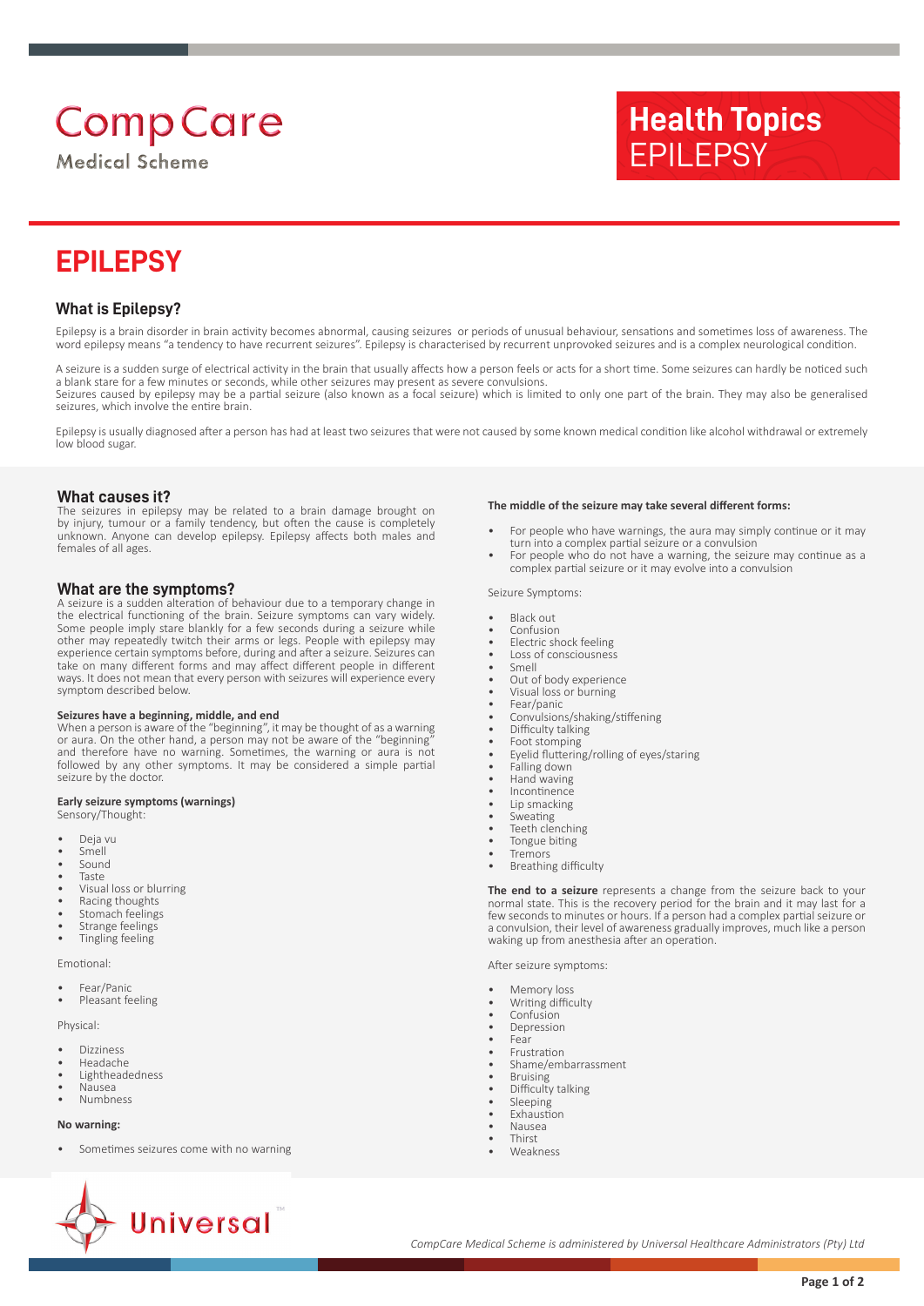CompCare
Medical Scheme

**Health Topics**
EPILEPSY

# EPILEPSY

## What is Epilepsy?

Epilepsy is a brain disorder in brain activity becomes abnormal, causing seizures or periods of unusual behaviour, sensations and sometimes loss of awareness. The word epilepsy means "a tendency to have recurrent seizures". Epilepsy is characterised by recurrent unprovoked seizures and is a complex neurological condition.

A seizure is a sudden surge of electrical activity in the brain that usually affects how a person feels or acts for a short time. Some seizures can hardly be noticed such a blank stare for a few minutes or seconds, while other seizures may present as severe convulsions.
Seizures caused by epilepsy may be a partial seizure (also known as a focal seizure) which is limited to only one part of the brain. They may also be generalised seizures, which involve the entire brain.

Epilepsy is usually diagnosed after a person has had at least two seizures that were not caused by some known medical condition like alcohol withdrawal or extremely low blood sugar.

## What causes it?

The seizures in epilepsy may be related to a brain damage brought on by injury, tumour or a family tendency, but often the cause is completely unknown. Anyone can develop epilepsy. Epilepsy affects both males and females of all ages.

## What are the symptoms?

A seizure is a sudden alteration of behaviour due to a temporary change in the electrical functioning of the brain. Seizure symptoms can vary widely. Some people imply stare blankly for a few seconds during a seizure while other may repeatedly twitch their arms or legs. People with epilepsy may experience certain symptoms before, during and after a seizure. Seizures can take on many different forms and may affect different people in different ways. It does not mean that every person with seizures will experience every symptom described below.

**Seizures have a beginning, middle, and end**
When a person is aware of the "beginning", it may be thought of as a warning or aura. On the other hand, a person may not be aware of the "beginning" and therefore have no warning. Sometimes, the warning or aura is not followed by any other symptoms. It may be considered a simple partial seizure by the doctor.

**Early seizure symptoms (warnings)**
Sensory/Thought:

- Deja vu
- Smell
- Sound
- Taste
- Visual loss or blurring
- Racing thoughts
- Stomach feelings
- Strange feelings
- Tingling feeling

Emotional:

- Fear/Panic
- Pleasant feeling

Physical:

- Dizziness
- Headache
- Lightheadedness
- Nausea
- Numbness

**No warning:**

- Sometimes seizures come with no warning

**The middle of the seizure may take several different forms:**

- For people who have warnings, the aura may simply continue or it may turn into a complex partial seizure or a convulsion
- For people who do not have a warning, the seizure may continue as a complex partial seizure or it may evolve into a convulsion

Seizure Symptoms:

- Black out
- Confusion
- Electric shock feeling
- Loss of consciousness
- Smell
- Out of body experience
- Visual loss or burning
- Fear/panic
- Convulsions/shaking/stiffening
- Difficulty talking
- Foot stomping
- Eyelid fluttering/rolling of eyes/staring
- Falling down
- Hand waving
- Incontinence
- Lip smacking
- Sweating
- Teeth clenching
- Tongue biting
- Tremors
- Breathing difficulty

**The end to a seizure** represents a change from the seizure back to your normal state. This is the recovery period for the brain and it may last for a few seconds to minutes or hours. If a person had a complex partial seizure or a convulsion, their level of awareness gradually improves, much like a person waking up from anesthesia after an operation.

After seizure symptoms:

- Memory loss
- Writing difficulty
- Confusion
- Depression
- Fear
- Frustration
- Shame/embarrassment
- Bruising
- Difficulty talking
- Sleeping
- Exhaustion
- Nausea
- Thirst
- Weakness

Universal

*CompCare Medical Scheme is administered by Universal Healthcare Administrators (Pty) Ltd*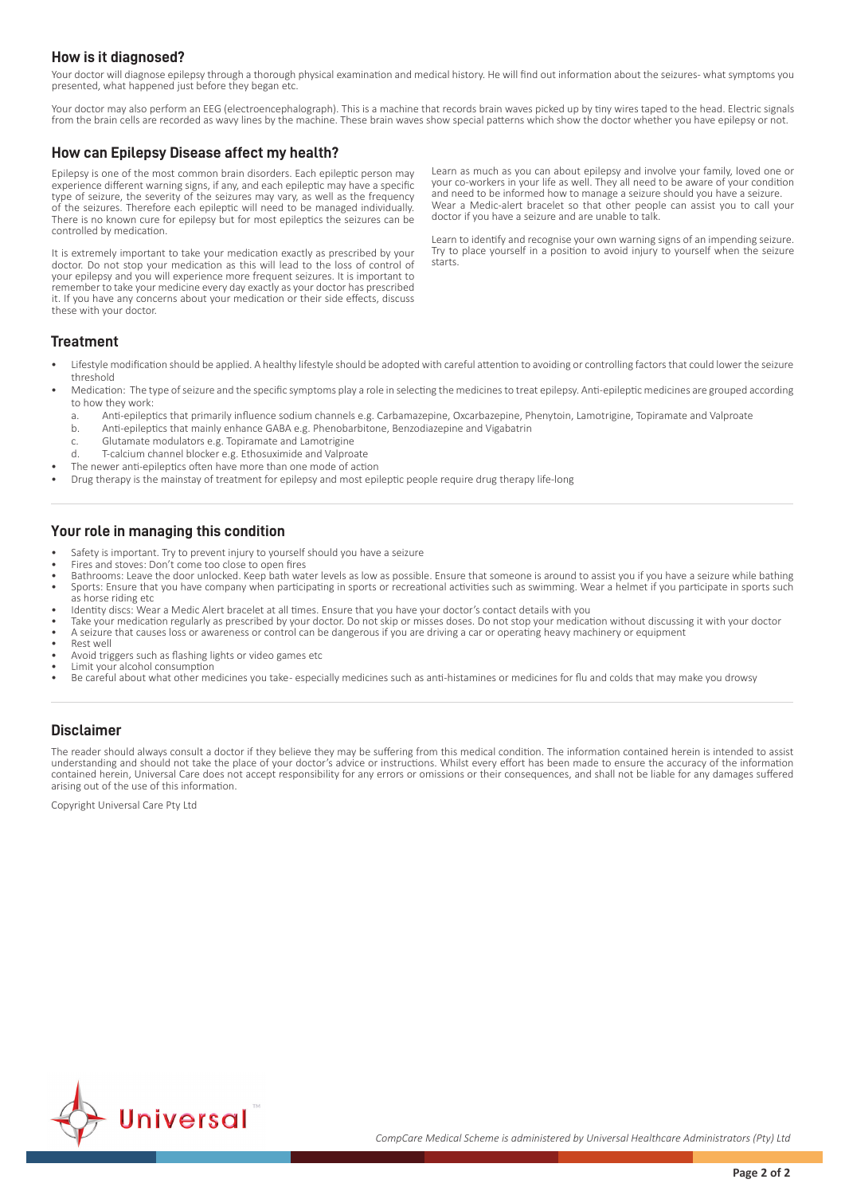## How is it diagnosed?

Your doctor will diagnose epilepsy through a thorough physical examination and medical history. He will find out information about the seizures- what symptoms you presented, what happened just before they began etc.

Your doctor may also perform an EEG (electroencephalograph). This is a machine that records brain waves picked up by tiny wires taped to the head. Electric signals from the brain cells are recorded as wavy lines by the machine. These brain waves show special patterns which show the doctor whether you have epilepsy or not.

## How can Epilepsy Disease affect my health?

Epilepsy is one of the most common brain disorders. Each epileptic person may experience different warning signs, if any, and each epileptic may have a specific type of seizure, the severity of the seizures may vary, as well as the frequency of the seizures. Therefore each epileptic will need to be managed individually. There is no known cure for epilepsy but for most epileptics the seizures can be controlled by medication.

It is extremely important to take your medication exactly as prescribed by your doctor. Do not stop your medication as this will lead to the loss of control of your epilepsy and you will experience more frequent seizures. It is important to remember to take your medicine every day exactly as your doctor has prescribed it. If you have any concerns about your medication or their side effects, discuss these with your doctor.

Learn as much as you can about epilepsy and involve your family, loved one or your co-workers in your life as well. They all need to be aware of your condition and need to be informed how to manage a seizure should you have a seizure. Wear a Medic-alert bracelet so that other people can assist you to call your doctor if you have a seizure and are unable to talk.

Learn to identify and recognise your own warning signs of an impending seizure. Try to place yourself in a position to avoid injury to yourself when the seizure starts.

## Treatment

- Lifestyle modification should be applied. A healthy lifestyle should be adopted with careful attention to avoiding or controlling factors that could lower the seizure threshold
- Medication: The type of seizure and the specific symptoms play a role in selecting the medicines to treat epilepsy. Anti-epileptic medicines are grouped according to how they work:
  a. Anti-epileptics that primarily influence sodium channels e.g. Carbamazepine, Oxcarbazepine, Phenytoin, Lamotrigine, Topiramate and Valproate
  b. Anti-epileptics that mainly enhance GABA e.g. Phenobarbitone, Benzodiazepine and Vigabatrin
  c. Glutamate modulators e.g. Topiramate and Lamotrigine
  d. T-calcium channel blocker e.g. Ethosuximide and Valproate
- The newer anti-epileptics often have more than one mode of action
- Drug therapy is the mainstay of treatment for epilepsy and most epileptic people require drug therapy life-long

## Your role in managing this condition

- Safety is important. Try to prevent injury to yourself should you have a seizure
- Fires and stoves: Don't come too close to open fires
- Bathrooms: Leave the door unlocked. Keep bath water levels as low as possible. Ensure that someone is around to assist you if you have a seizure while bathing
- Sports: Ensure that you have company when participating in sports or recreational activities such as swimming. Wear a helmet if you participate in sports such as horse riding etc
- Identity discs: Wear a Medic Alert bracelet at all times. Ensure that you have your doctor's contact details with you
- Take your medication regularly as prescribed by your doctor. Do not skip or misses doses. Do not stop your medication without discussing it with your doctor
- A seizure that causes loss or awareness or control can be dangerous if you are driving a car or operating heavy machinery or equipment
- Rest well
- Avoid triggers such as flashing lights or video games etc
- Limit your alcohol consumption
- Be careful about what other medicines you take- especially medicines such as anti-histamines or medicines for flu and colds that may make you drowsy

## Disclaimer

The reader should always consult a doctor if they believe they may be suffering from this medical condition. The information contained herein is intended to assist understanding and should not take the place of your doctor's advice or instructions. Whilst every effort has been made to ensure the accuracy of the information contained herein, Universal Care does not accept responsibility for any errors or omissions or their consequences, and shall not be liable for any damages suffered arising out of the use of this information.

Copyright Universal Care Pty Ltd

Universal™

*CompCare Medical Scheme is administered by Universal Healthcare Administrators (Pty) Ltd*